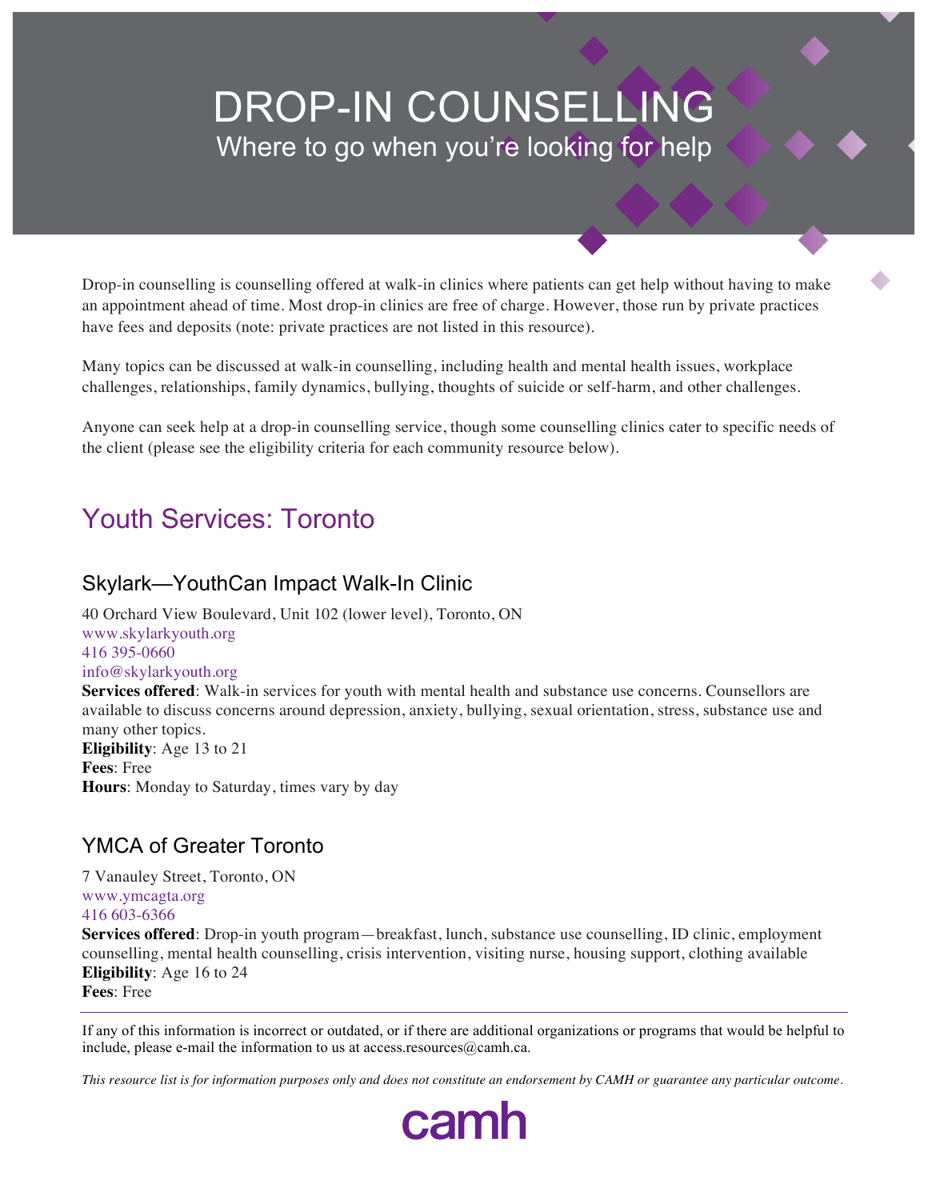# DROP-IN COUNSELLING

## Where to go when you're looking for help

Drop-in counselling is counselling offered at walk-in clinics where patients can get help without having to make an appointment ahead of time. Most drop-in clinics are free of charge. However, those run by private practices have fees and deposits (note: private practices are not listed in this resource).

Many topics can be discussed at walk-in counselling, including health and mental health issues, workplace challenges, relationships, family dynamics, bullying, thoughts of suicide or self-harm, and other challenges.

Anyone can seek help at a drop-in counselling service, though some counselling clinics cater to specific needs of the client (please see the eligibility criteria for each community resource below).

## Youth Services: Toronto

### Skylark—YouthCan Impact Walk-In Clinic

40 Orchard View Boulevard, Unit 102 (lower level), Toronto, ON
www.skylarkyouth.org
416 395-0660
info@skylarkyouth.org
**Services offered**: Walk-in services for youth with mental health and substance use concerns. Counsellors are available to discuss concerns around depression, anxiety, bullying, sexual orientation, stress, substance use and many other topics.
**Eligibility**: Age 13 to 21
**Fees**: Free
**Hours**: Monday to Saturday, times vary by day

### YMCA of Greater Toronto

7 Vanauley Street, Toronto, ON
www.ymcagta.org
416 603-6366
**Services offered**: Drop-in youth program—breakfast, lunch, substance use counselling, ID clinic, employment counselling, mental health counselling, crisis intervention, visiting nurse, housing support, clothing available
**Eligibility**: Age 16 to 24
**Fees**: Free

---

If any of this information is incorrect or outdated, or if there are additional organizations or programs that would be helpful to include, please e-mail the information to us at access.resources@camh.ca.

*This resource list is for information purposes only and does not constitute an endorsement by CAMH or guarantee any particular outcome.*

camh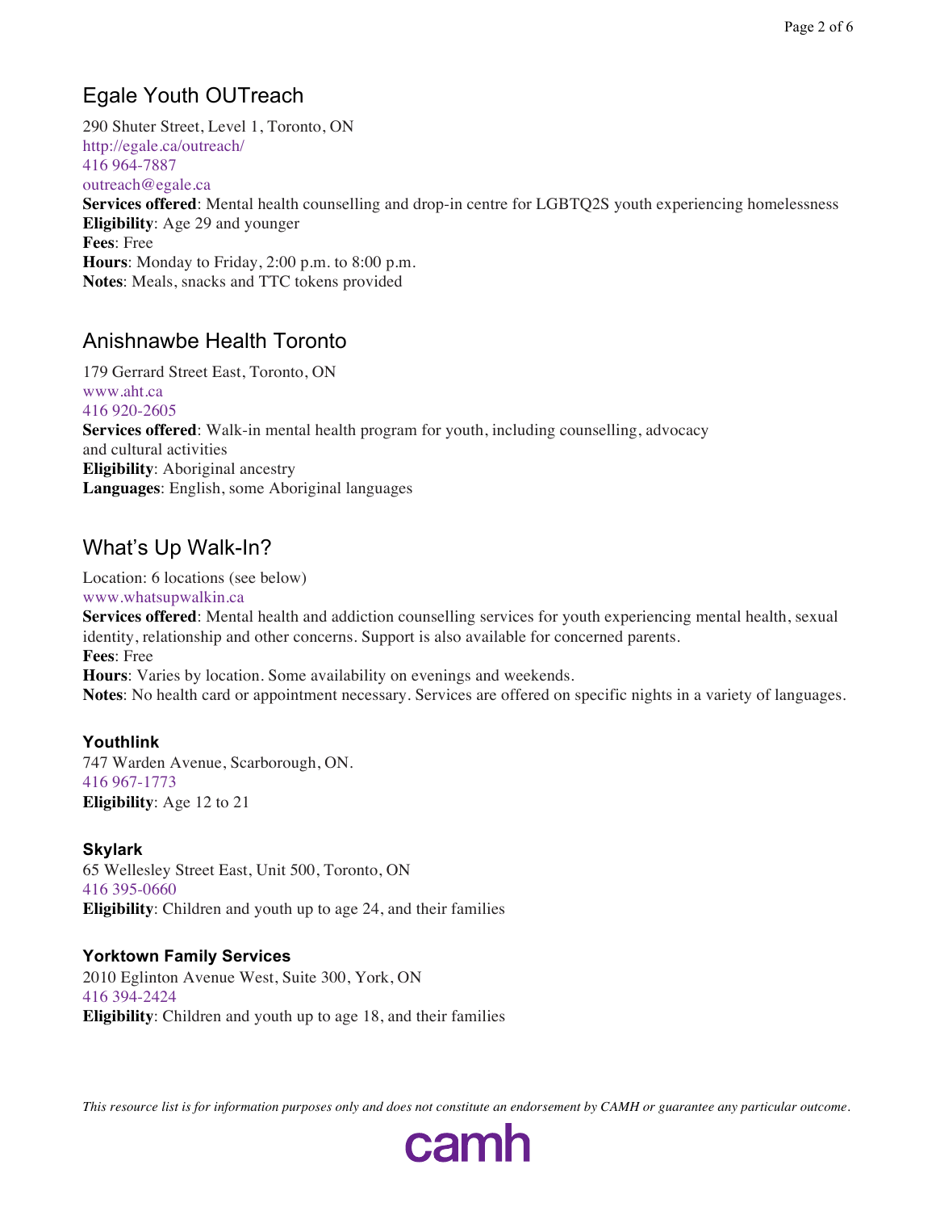## Egale Youth OUTreach

290 Shuter Street, Level 1, Toronto, ON
http://egale.ca/outreach/
416 964-7887
outreach@egale.ca
**Services offered**: Mental health counselling and drop-in centre for LGBTQ2S youth experiencing homelessness
**Eligibility**: Age 29 and younger
**Fees**: Free
**Hours**: Monday to Friday, 2:00 p.m. to 8:00 p.m.
**Notes**: Meals, snacks and TTC tokens provided

## Anishnawbe Health Toronto

179 Gerrard Street East, Toronto, ON
www.aht.ca
416 920-2605
**Services offered**: Walk-in mental health program for youth, including counselling, advocacy and cultural activities
**Eligibility**: Aboriginal ancestry
**Languages**: English, some Aboriginal languages

## What's Up Walk-In?

Location: 6 locations (see below)
www.whatsupwalkin.ca
**Services offered**: Mental health and addiction counselling services for youth experiencing mental health, sexual identity, relationship and other concerns. Support is also available for concerned parents.
**Fees**: Free
**Hours**: Varies by location. Some availability on evenings and weekends.
**Notes**: No health card or appointment necessary. Services are offered on specific nights in a variety of languages.

### Youthlink

747 Warden Avenue, Scarborough, ON.
416 967-1773
**Eligibility**: Age 12 to 21

### Skylark

65 Wellesley Street East, Unit 500, Toronto, ON
416 395-0660
**Eligibility**: Children and youth up to age 24, and their families

### Yorktown Family Services

2010 Eglinton Avenue West, Suite 300, York, ON
416 394-2424
**Eligibility**: Children and youth up to age 18, and their families

*This resource list is for information purposes only and does not constitute an endorsement by CAMH or guarantee any particular outcome.*

camh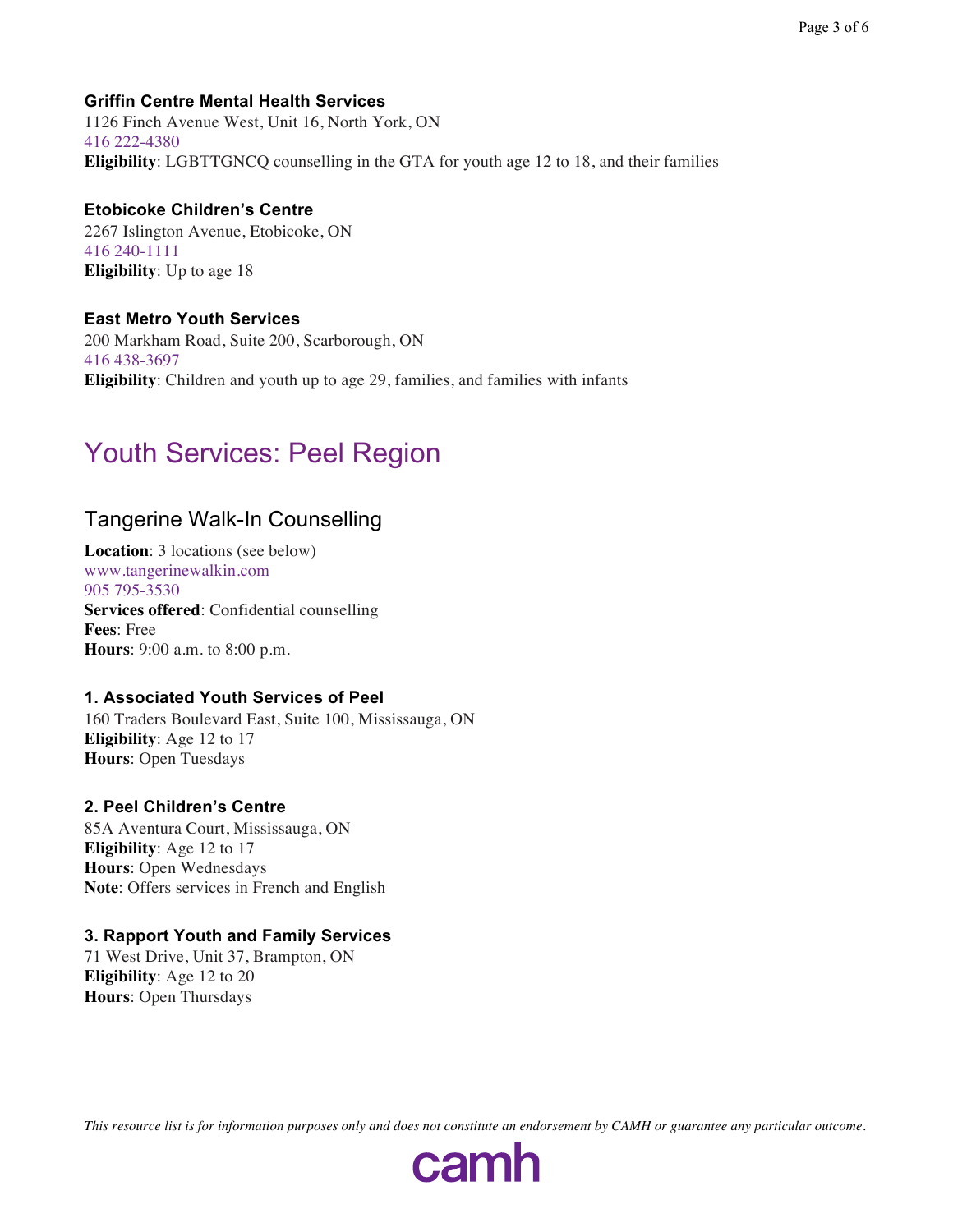### Griffin Centre Mental Health Services

1126 Finch Avenue West, Unit 16, North York, ON
416 222-4380
**Eligibility**: LGBTTGNCQ counselling in the GTA for youth age 12 to 18, and their families

### Etobicoke Children's Centre

2267 Islington Avenue, Etobicoke, ON
416 240-1111
**Eligibility**: Up to age 18

### East Metro Youth Services

200 Markham Road, Suite 200, Scarborough, ON
416 438-3697
**Eligibility**: Children and youth up to age 29, families, and families with infants

# Youth Services: Peel Region

## Tangerine Walk-In Counselling

**Location**: 3 locations (see below)
www.tangerinewalkin.com
905 795-3530
**Services offered**: Confidential counselling
**Fees**: Free
**Hours**: 9:00 a.m. to 8:00 p.m.

### 1. Associated Youth Services of Peel

160 Traders Boulevard East, Suite 100, Mississauga, ON
**Eligibility**: Age 12 to 17
**Hours**: Open Tuesdays

### 2. Peel Children's Centre

85A Aventura Court, Mississauga, ON
**Eligibility**: Age 12 to 17
**Hours**: Open Wednesdays
**Note**: Offers services in French and English

### 3. Rapport Youth and Family Services

71 West Drive, Unit 37, Brampton, ON
**Eligibility**: Age 12 to 20
**Hours**: Open Thursdays

*This resource list is for information purposes only and does not constitute an endorsement by CAMH or guarantee any particular outcome.*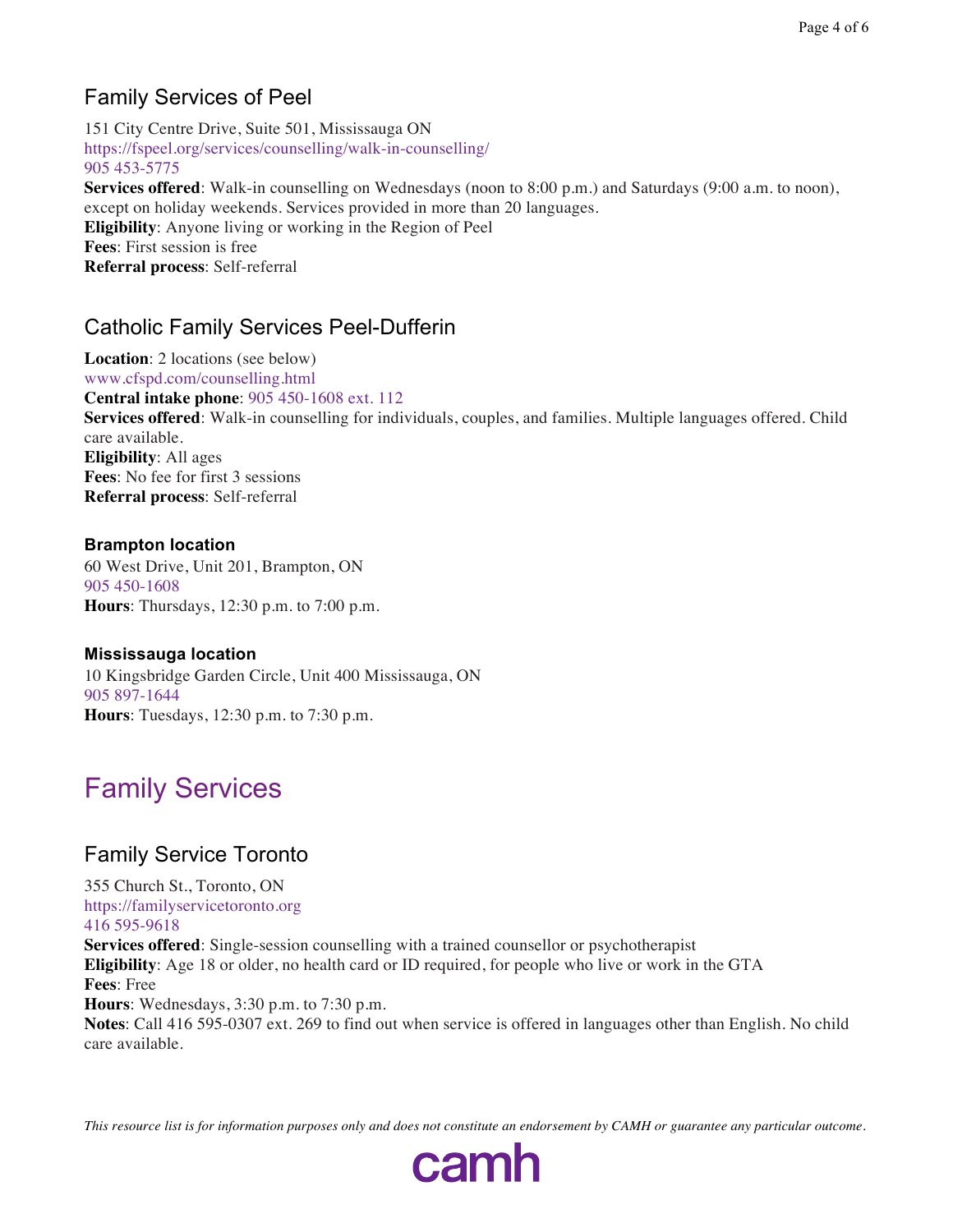## Family Services of Peel

151 City Centre Drive, Suite 501, Mississauga ON
https://fspeel.org/services/counselling/walk-in-counselling/
905 453-5775
**Services offered**: Walk-in counselling on Wednesdays (noon to 8:00 p.m.) and Saturdays (9:00 a.m. to noon), except on holiday weekends. Services provided in more than 20 languages.
**Eligibility**: Anyone living or working in the Region of Peel
**Fees**: First session is free
**Referral process**: Self-referral

## Catholic Family Services Peel-Dufferin

**Location**: 2 locations (see below)
www.cfspd.com/counselling.html
**Central intake phone**: 905 450-1608 ext. 112
**Services offered**: Walk-in counselling for individuals, couples, and families. Multiple languages offered. Child care available.
**Eligibility**: All ages
**Fees**: No fee for first 3 sessions
**Referral process**: Self-referral

### Brampton location

60 West Drive, Unit 201, Brampton, ON
905 450-1608
**Hours**: Thursdays, 12:30 p.m. to 7:00 p.m.

### Mississauga location

10 Kingsbridge Garden Circle, Unit 400 Mississauga, ON
905 897-1644
**Hours**: Tuesdays, 12:30 p.m. to 7:30 p.m.

# Family Services

## Family Service Toronto

355 Church St., Toronto, ON
https://familyservicetoronto.org
416 595-9618
**Services offered**: Single-session counselling with a trained counsellor or psychotherapist
**Eligibility**: Age 18 or older, no health card or ID required, for people who live or work in the GTA
**Fees**: Free
**Hours**: Wednesdays, 3:30 p.m. to 7:30 p.m.
**Notes**: Call 416 595-0307 ext. 269 to find out when service is offered in languages other than English. No child care available.

*This resource list is for information purposes only and does not constitute an endorsement by CAMH or guarantee any particular outcome.*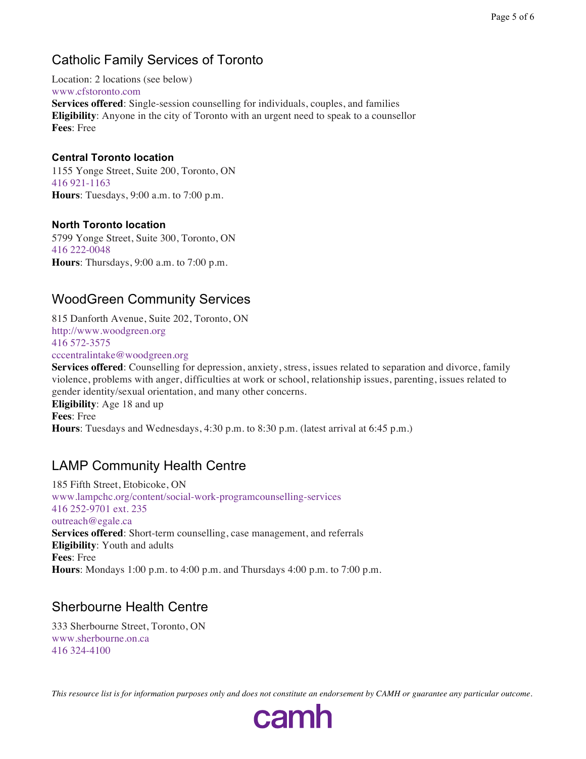## Catholic Family Services of Toronto

Location: 2 locations (see below)
www.cfstoronto.com
**Services offered**: Single-session counselling for individuals, couples, and families
**Eligibility**: Anyone in the city of Toronto with an urgent need to speak to a counsellor
**Fees**: Free

### Central Toronto location

1155 Yonge Street, Suite 200, Toronto, ON
416 921-1163
**Hours**: Tuesdays, 9:00 a.m. to 7:00 p.m.

### North Toronto location

5799 Yonge Street, Suite 300, Toronto, ON
416 222-0048
**Hours**: Thursdays, 9:00 a.m. to 7:00 p.m.

## WoodGreen Community Services

815 Danforth Avenue, Suite 202, Toronto, ON
http://www.woodgreen.org
416 572-3575
cccentralintake@woodgreen.org
**Services offered**: Counselling for depression, anxiety, stress, issues related to separation and divorce, family violence, problems with anger, difficulties at work or school, relationship issues, parenting, issues related to gender identity/sexual orientation, and many other concerns.
**Eligibility**: Age 18 and up
**Fees**: Free
**Hours**: Tuesdays and Wednesdays, 4:30 p.m. to 8:30 p.m. (latest arrival at 6:45 p.m.)

## LAMP Community Health Centre

185 Fifth Street, Etobicoke, ON
www.lampchc.org/content/social-work-programcounselling-services
416 252-9701 ext. 235
outreach@egale.ca
**Services offered**: Short-term counselling, case management, and referrals
**Eligibility**: Youth and adults
**Fees**: Free
**Hours**: Mondays 1:00 p.m. to 4:00 p.m. and Thursdays 4:00 p.m. to 7:00 p.m.

## Sherbourne Health Centre

333 Sherbourne Street, Toronto, ON
www.sherbourne.on.ca
416 324-4100

*This resource list is for information purposes only and does not constitute an endorsement by CAMH or guarantee any particular outcome.*

camh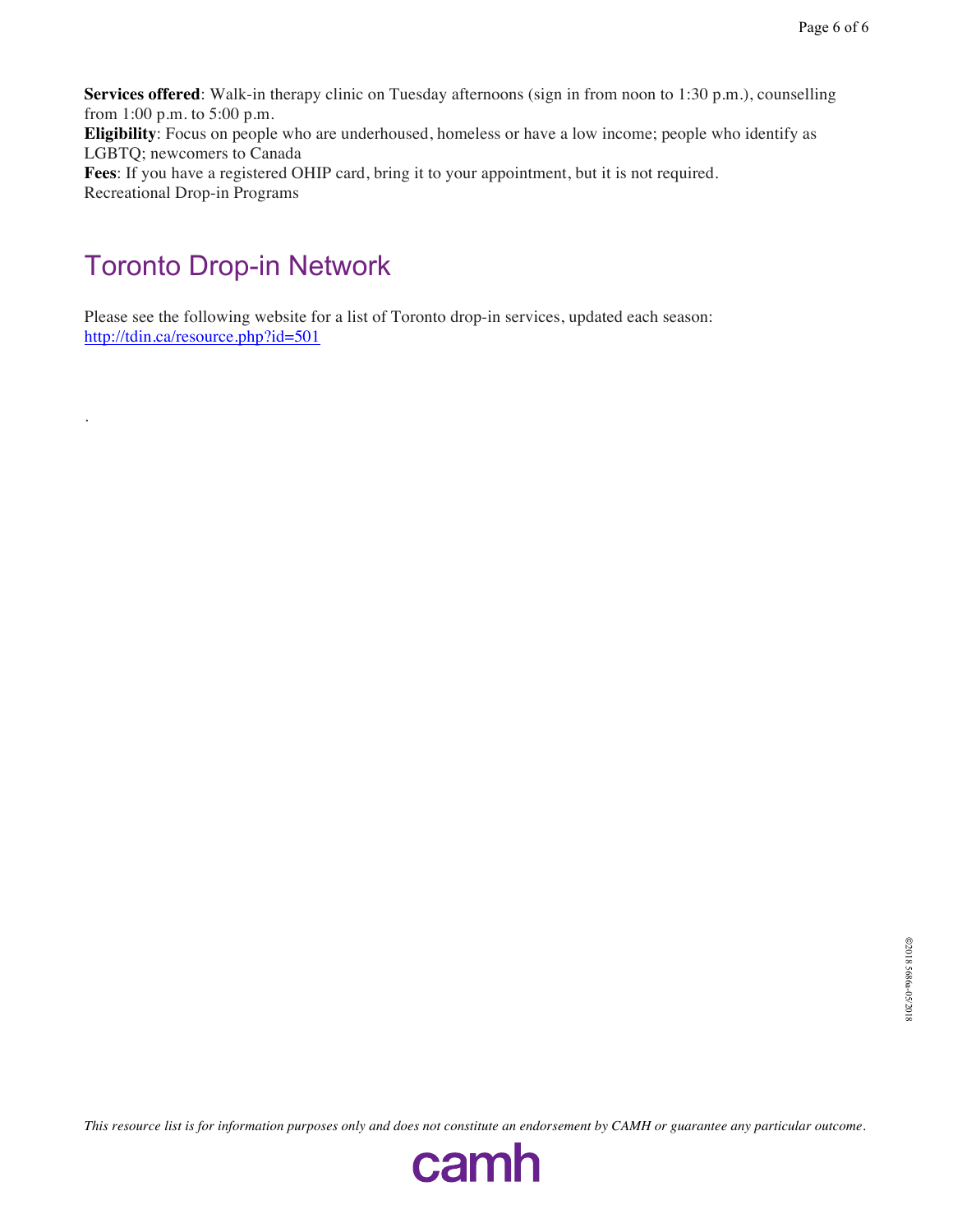**Services offered**: Walk-in therapy clinic on Tuesday afternoons (sign in from noon to 1:30 p.m.), counselling from 1:00 p.m. to 5:00 p.m.
**Eligibility**: Focus on people who are underhoused, homeless or have a low income; people who identify as LGBTQ; newcomers to Canada
**Fees**: If you have a registered OHIP card, bring it to your appointment, but it is not required.
Recreational Drop-in Programs

## Toronto Drop-in Network

Please see the following website for a list of Toronto drop-in services, updated each season: http://tdin.ca/resource.php?id=501

.

©2018 5686a-05/2018

*This resource list is for information purposes only and does not constitute an endorsement by CAMH or guarantee any particular outcome.*

camh